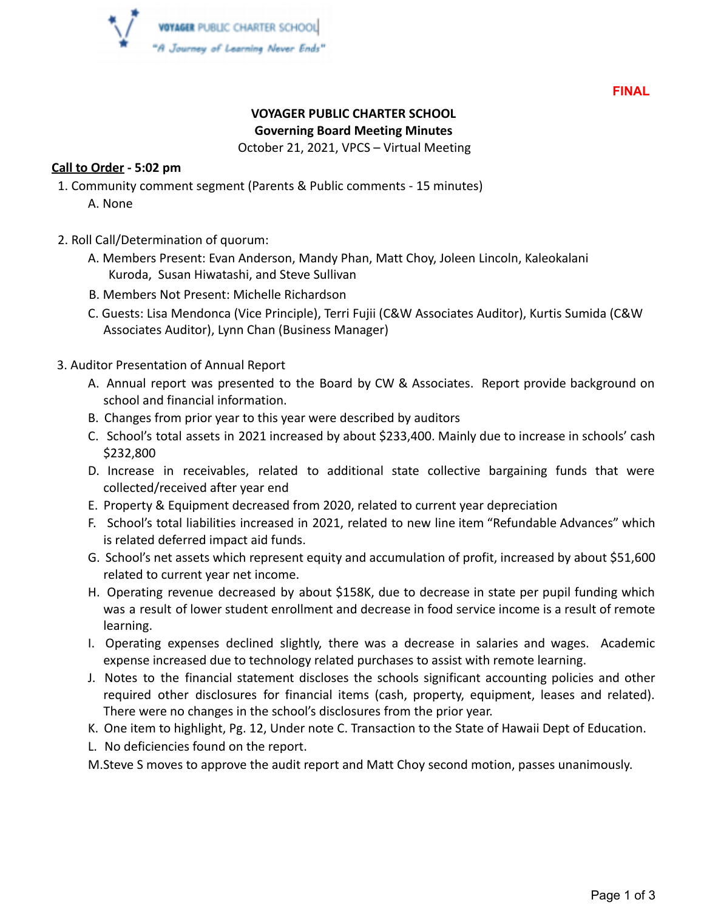VOYAGER PUBLIC CHARTER SCHOOL
"A Journey of Learning Never Ends"

**FINAL**

**VOYAGER PUBLIC CHARTER SCHOOL**
**Governing Board Meeting Minutes**
October 21, 2021, VPCS – Virtual Meeting

**<u>Call to Order</u> - 5:02 pm**

1. Community comment segment (Parents & Public comments - 15 minutes)
   A. None

2. Roll Call/Determination of quorum:
   A. Members Present: Evan Anderson, Mandy Phan, Matt Choy, Joleen Lincoln, Kaleokalani Kuroda, Susan Hiwatashi, and Steve Sullivan
   B. Members Not Present: Michelle Richardson
   C. Guests: Lisa Mendonca (Vice Principle), Terri Fujii (C&W Associates Auditor), Kurtis Sumida (C&W Associates Auditor), Lynn Chan (Business Manager)

3. Auditor Presentation of Annual Report
   A. Annual report was presented to the Board by CW & Associates. Report provide background on school and financial information.
   B. Changes from prior year to this year were described by auditors
   C. School's total assets in 2021 increased by about $233,400. Mainly due to increase in schools' cash $232,800
   D. Increase in receivables, related to additional state collective bargaining funds that were collected/received after year end
   E. Property & Equipment decreased from 2020, related to current year depreciation
   F. School's total liabilities increased in 2021, related to new line item "Refundable Advances" which is related deferred impact aid funds.
   G. School's net assets which represent equity and accumulation of profit, increased by about $51,600 related to current year net income.
   H. Operating revenue decreased by about $158K, due to decrease in state per pupil funding which was a result of lower student enrollment and decrease in food service income is a result of remote learning.
   I. Operating expenses declined slightly, there was a decrease in salaries and wages. Academic expense increased due to technology related purchases to assist with remote learning.
   J. Notes to the financial statement discloses the schools significant accounting policies and other required other disclosures for financial items (cash, property, equipment, leases and related). There were no changes in the school's disclosures from the prior year.
   K. One item to highlight, Pg. 12, Under note C. Transaction to the State of Hawaii Dept of Education.
   L. No deficiencies found on the report.
   M. Steve S moves to approve the audit report and Matt Choy second motion, passes unanimously.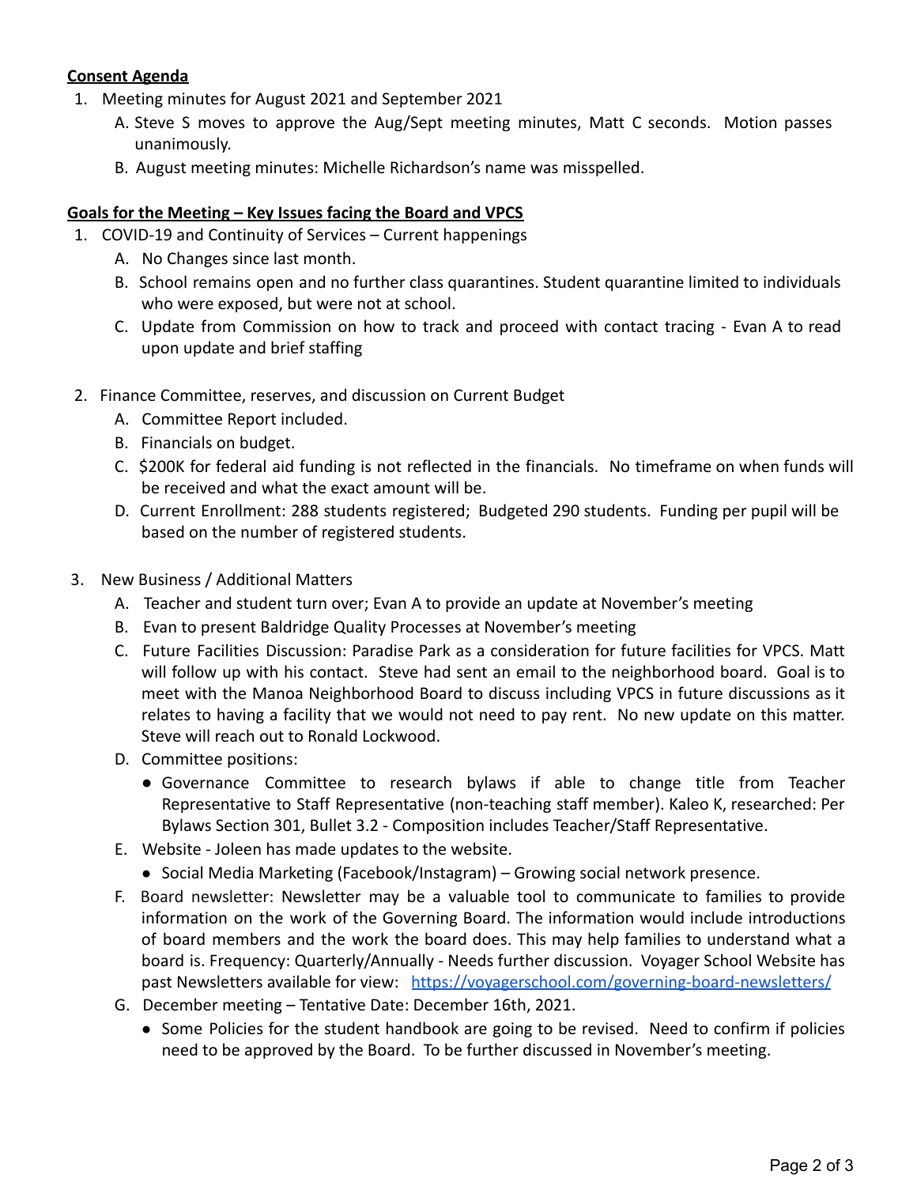**Consent Agenda**

1. Meeting minutes for August 2021 and September 2021
   - A. Steve S moves to approve the Aug/Sept meeting minutes, Matt C seconds. Motion passes unanimously.
   - B. August meeting minutes: Michelle Richardson's name was misspelled.

**Goals for the Meeting – Key Issues facing the Board and VPCS**

1. COVID-19 and Continuity of Services – Current happenings
   - A. No Changes since last month.
   - B. School remains open and no further class quarantines. Student quarantine limited to individuals who were exposed, but were not at school.
   - C. Update from Commission on how to track and proceed with contact tracing - Evan A to read upon update and brief staffing

2. Finance Committee, reserves, and discussion on Current Budget
   - A. Committee Report included.
   - B. Financials on budget.
   - C. $200K for federal aid funding is not reflected in the financials. No timeframe on when funds will be received and what the exact amount will be.
   - D. Current Enrollment: 288 students registered; Budgeted 290 students. Funding per pupil will be based on the number of registered students.

3. New Business / Additional Matters
   - A. Teacher and student turn over; Evan A to provide an update at November's meeting
   - B. Evan to present Baldridge Quality Processes at November's meeting
   - C. Future Facilities Discussion: Paradise Park as a consideration for future facilities for VPCS. Matt will follow up with his contact. Steve had sent an email to the neighborhood board. Goal is to meet with the Manoa Neighborhood Board to discuss including VPCS in future discussions as it relates to having a facility that we would not need to pay rent. No new update on this matter. Steve will reach out to Ronald Lockwood.
   - D. Committee positions:
     - Governance Committee to research bylaws if able to change title from Teacher Representative to Staff Representative (non-teaching staff member). Kaleo K, researched: Per Bylaws Section 301, Bullet 3.2 - Composition includes Teacher/Staff Representative.
   - E. Website - Joleen has made updates to the website.
     - Social Media Marketing (Facebook/Instagram) – Growing social network presence.
   - F. Board newsletter: Newsletter may be a valuable tool to communicate to families to provide information on the work of the Governing Board. The information would include introductions of board members and the work the board does. This may help families to understand what a board is. Frequency: Quarterly/Annually - Needs further discussion. Voyager School Website has past Newsletters available for view: https://voyagerschool.com/governing-board-newsletters/
   - G. December meeting – Tentative Date: December 16th, 2021.
     - Some Policies for the student handbook are going to be revised. Need to confirm if policies need to be approved by the Board. To be further discussed in November's meeting.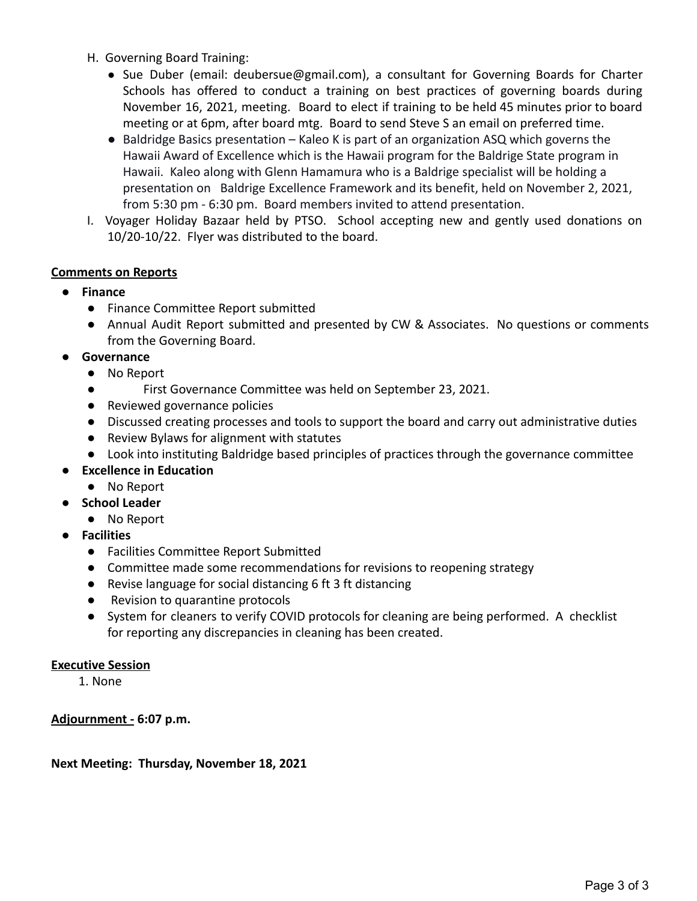H. Governing Board Training:
   - Sue Duber (email: deubersue@gmail.com), a consultant for Governing Boards for Charter Schools has offered to conduct a training on best practices of governing boards during November 16, 2021, meeting. Board to elect if training to be held 45 minutes prior to board meeting or at 6pm, after board mtg. Board to send Steve S an email on preferred time.
   - Baldridge Basics presentation – Kaleo K is part of an organization ASQ which governs the Hawaii Award of Excellence which is the Hawaii program for the Baldrige State program in Hawaii. Kaleo along with Glenn Hamamura who is a Baldrige specialist will be holding a presentation on Baldrige Excellence Framework and its benefit, held on November 2, 2021, from 5:30 pm - 6:30 pm. Board members invited to attend presentation.

I. Voyager Holiday Bazaar held by PTSO. School accepting new and gently used donations on 10/20-10/22. Flyer was distributed to the board.

**Comments on Reports**

- **Finance**
  - Finance Committee Report submitted
  - Annual Audit Report submitted and presented by CW & Associates. No questions or comments from the Governing Board.
- **Governance**
  - No Report
  - First Governance Committee was held on September 23, 2021.
  - Reviewed governance policies
  - Discussed creating processes and tools to support the board and carry out administrative duties
  - Review Bylaws for alignment with statutes
  - Look into instituting Baldridge based principles of practices through the governance committee
- **Excellence in Education**
  - No Report
- **School Leader**
  - No Report
- **Facilities**
  - Facilities Committee Report Submitted
  - Committee made some recommendations for revisions to reopening strategy
  - Revise language for social distancing 6 ft 3 ft distancing
  - Revision to quarantine protocols
  - System for cleaners to verify COVID protocols for cleaning are being performed. A checklist for reporting any discrepancies in cleaning has been created.

**Executive Session**

1. None

**Adjournment - 6:07 p.m.**

**Next Meeting: Thursday, November 18, 2021**